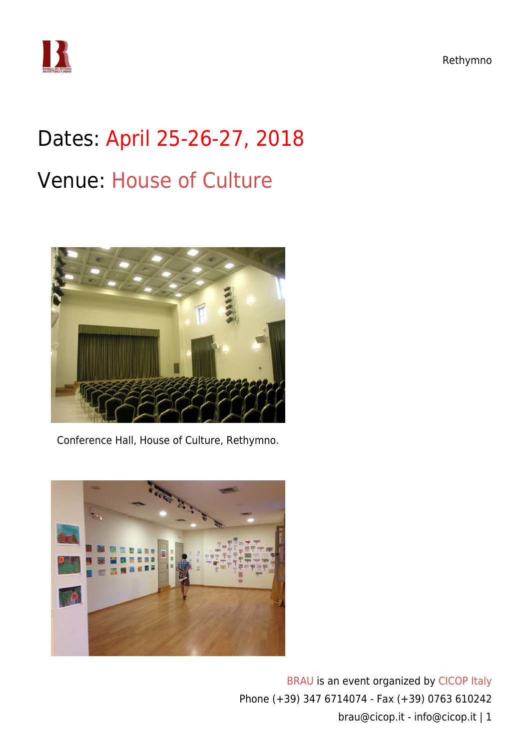# Dates: April 25-26-27, 2018

# Venue: House of Culture

Conference Hall, House of Culture, Rethymno.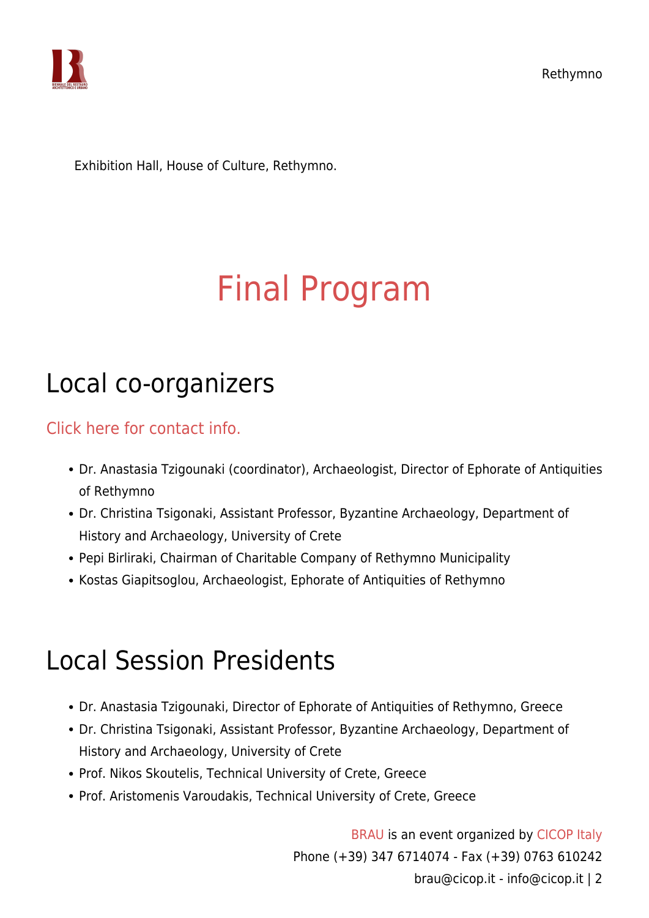Exhibition Hall, House of Culture, Rethymno.

# Final Program

## Local co-organizers

Click here for contact info.

- Dr. Anastasia Tzigounaki (coordinator), Archaeologist, Director of Ephorate of Antiquities of Rethymno
- Dr. Christina Tsigonaki, Assistant Professor, Byzantine Archaeology, Department of History and Archaeology, University of Crete
- Pepi Birliraki, Chairman of Charitable Company of Rethymno Municipality
- Kostas Giapitsoglou, Archaeologist, Ephorate of Antiquities of Rethymno

## Local Session Presidents

- Dr. Anastasia Tzigounaki, Director of Ephorate of Antiquities of Rethymno, Greece
- Dr. Christina Tsigonaki, Assistant Professor, Byzantine Archaeology, Department of History and Archaeology, University of Crete
- Prof. Nikos Skoutelis, Technical University of Crete, Greece
- Prof. Aristomenis Varoudakis, Technical University of Crete, Greece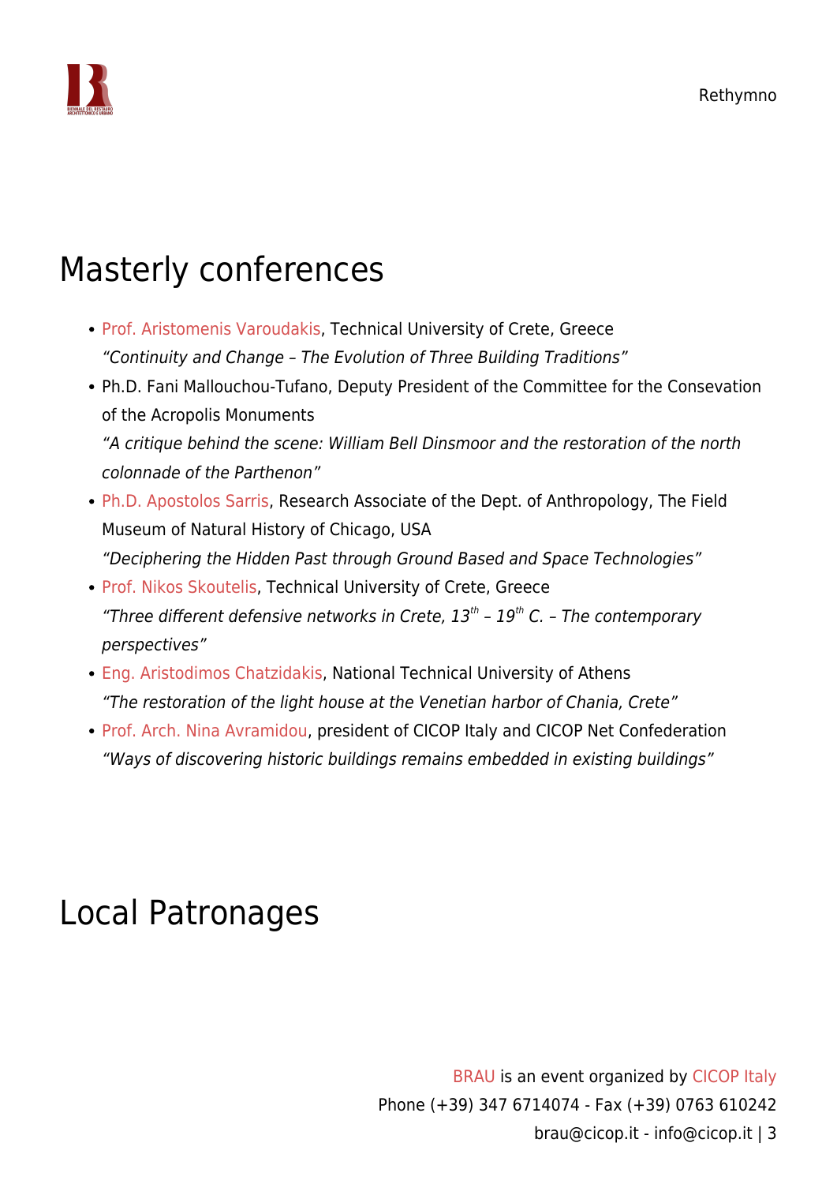## Masterly conferences

- Prof. Aristomenis Varoudakis, Technical University of Crete, Greece
  *"Continuity and Change – The Evolution of Three Building Traditions"*
- Ph.D. Fani Mallouchou-Tufano, Deputy President of the Committee for the Consevation of the Acropolis Monuments
  *"A critique behind the scene: William Bell Dinsmoor and the restoration of the north colonnade of the Parthenon"*
- Ph.D. Apostolos Sarris, Research Associate of the Dept. of Anthropology, The Field Museum of Natural History of Chicago, USA
  *"Deciphering the Hidden Past through Ground Based and Space Technologies"*
- Prof. Nikos Skoutelis, Technical University of Crete, Greece
  *"Three different defensive networks in Crete, 13th – 19th C. – The contemporary perspectives"*
- Eng. Aristodimos Chatzidakis, National Technical University of Athens
  *"The restoration of the light house at the Venetian harbor of Chania, Crete"*
- Prof. Arch. Nina Avramidou, president of CICOP Italy and CICOP Net Confederation
  *"Ways of discovering historic buildings remains embedded in existing buildings"*

## Local Patronages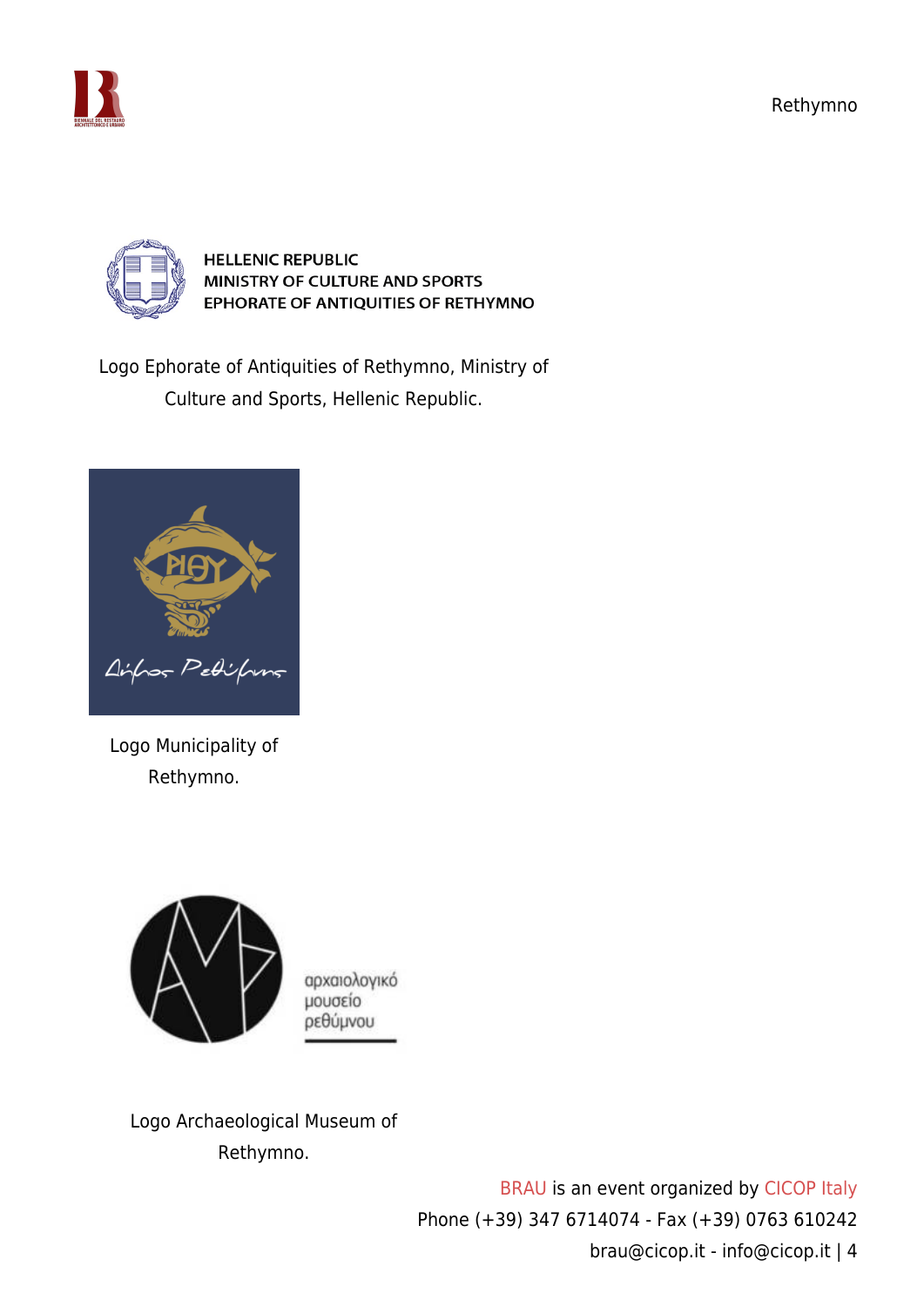HELLENIC REPUBLIC
MINISTRY OF CULTURE AND SPORTS
EPHORATE OF ANTIQUITIES OF RETHYMNO

Logo Ephorate of Antiquities of Rethymno, Ministry of Culture and Sports, Hellenic Republic.

Logo Municipality of Rethymno.

αρχαιολογικό
μουσείο
ρεθύμνου

Logo Archaeological Museum of Rethymno.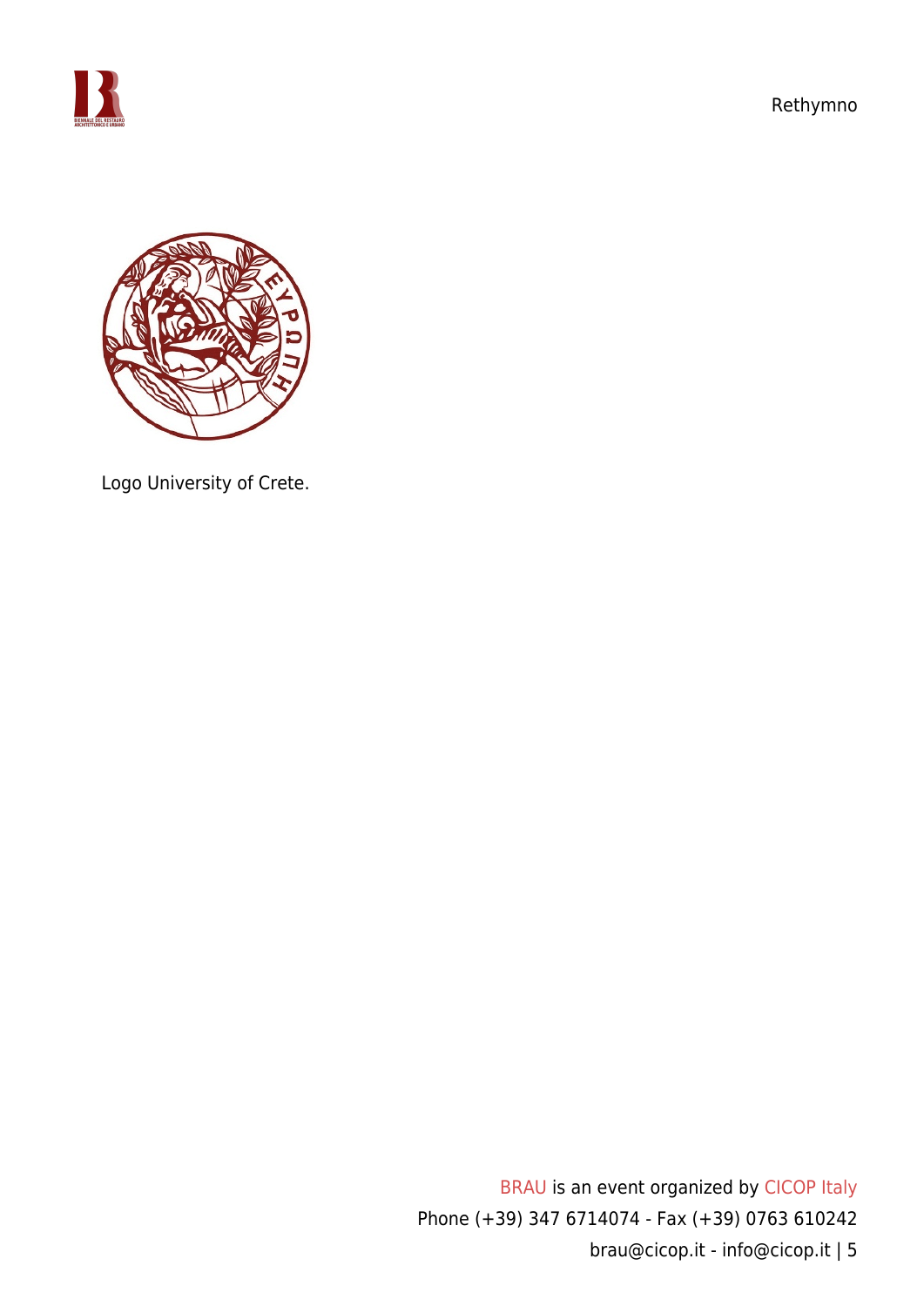Logo University of Crete.